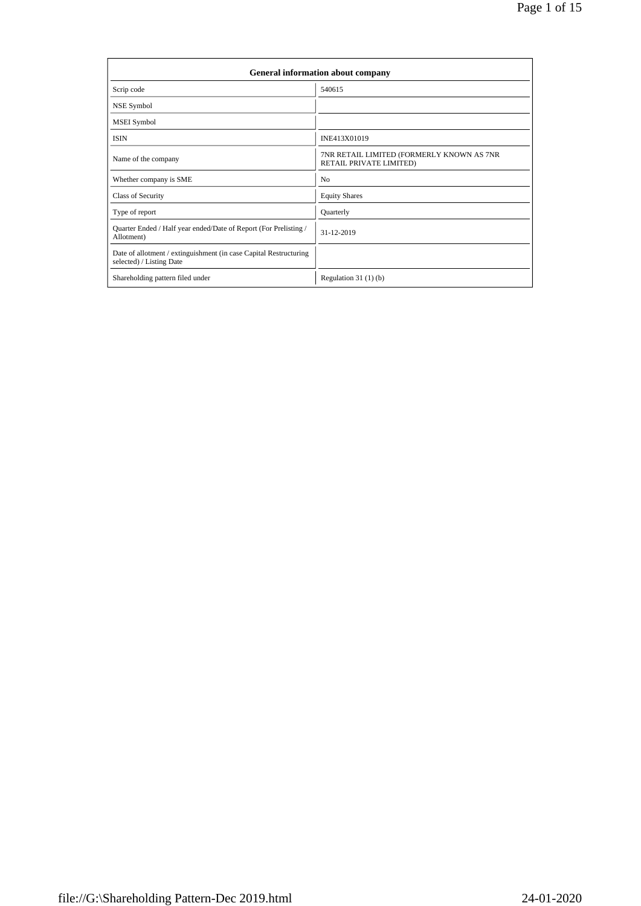| General information about company | |
|---|---|
| Scrip code | 540615 |
| NSE Symbol | |
| MSEI Symbol | |
| ISIN | INE413X01019 |
| Name of the company | 7NR RETAIL LIMITED (FORMERLY KNOWN AS 7NR RETAIL PRIVATE LIMITED) |
| Whether company is SME | No |
| Class of Security | Equity Shares |
| Type of report | Quarterly |
| Quarter Ended / Half year ended/Date of Report (For Prelisting / Allotment) | 31-12-2019 |
| Date of allotment / extinguishment (in case Capital Restructuring selected) / Listing Date | |
| Shareholding pattern filed under | Regulation 31 (1) (b) |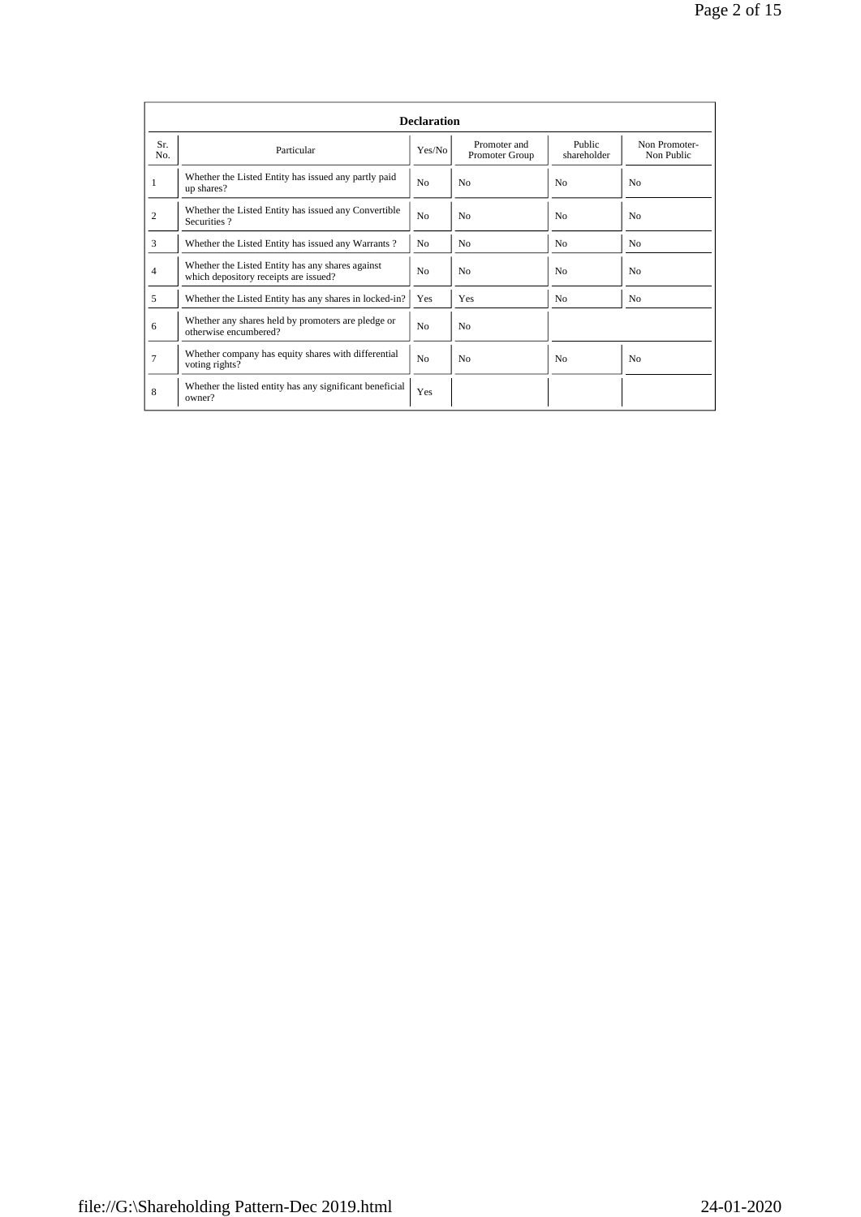| Declaration | | | | | |
|---|---|---|---|---|---|
| Sr. No. | Particular | Yes/No | Promoter and Promoter Group | Public shareholder | Non Promoter- Non Public |
| 1 | Whether the Listed Entity has issued any partly paid up shares? | No | No | No | No |
| 2 | Whether the Listed Entity has issued any Convertible Securities ? | No | No | No | No |
| 3 | Whether the Listed Entity has issued any Warrants ? | No | No | No | No |
| 4 | Whether the Listed Entity has any shares against which depository receipts are issued? | No | No | No | No |
| 5 | Whether the Listed Entity has any shares in locked-in? | Yes | Yes | No | No |
| 6 | Whether any shares held by promoters are pledge or otherwise encumbered? | No | No | | |
| 7 | Whether company has equity shares with differential voting rights? | No | No | No | No |
| 8 | Whether the listed entity has any significant beneficial owner? | Yes | | | |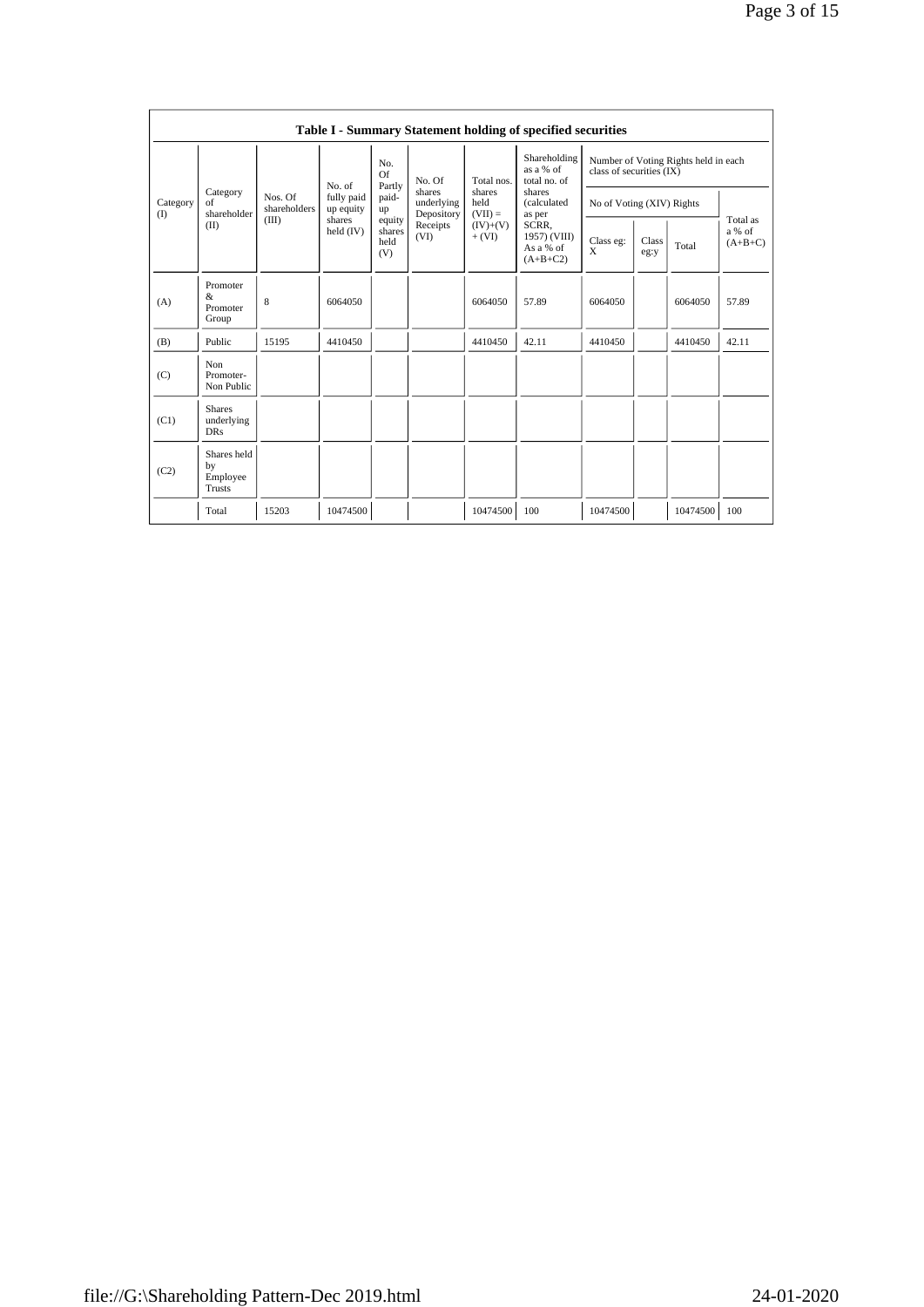**Table I - Summary Statement holding of specified securities**

| Category (I) | Category of shareholder (II) | Nos. Of shareholders (III) | No. of fully paid up equity shares held (IV) | No. Of Partly paid-up equity shares held (V) | No. Of shares underlying Depository Receipts (VI) | Total nos. shares held (VII) = (IV)+(V)+ (VI) | Shareholding as a % of total no. of shares (calculated as per SCRR, 1957) (VIII) As a % of (A+B+C2) | Number of Voting Rights held in each class of securities (IX) | | | |
|---|---|---|---|---|---|---|---|---|---|---|---|
| | | | | | | | | No of Voting (XIV) Rights | | | Total as a % of (A+B+C) |
| | | | | | | | | Class eg: X | Class eg:y | Total | |
| (A) | Promoter & Promoter Group | 8 | 6064050 | | | 6064050 | 57.89 | 6064050 | | 6064050 | 57.89 |
| (B) | Public | 15195 | 4410450 | | | 4410450 | 42.11 | 4410450 | | 4410450 | 42.11 |
| (C) | Non Promoter- Non Public | | | | | | | | | | |
| (C1) | Shares underlying DRs | | | | | | | | | | |
| (C2) | Shares held by Employee Trusts | | | | | | | | | | |
| | Total | 15203 | 10474500 | | | 10474500 | 100 | 10474500 | | 10474500 | 100 |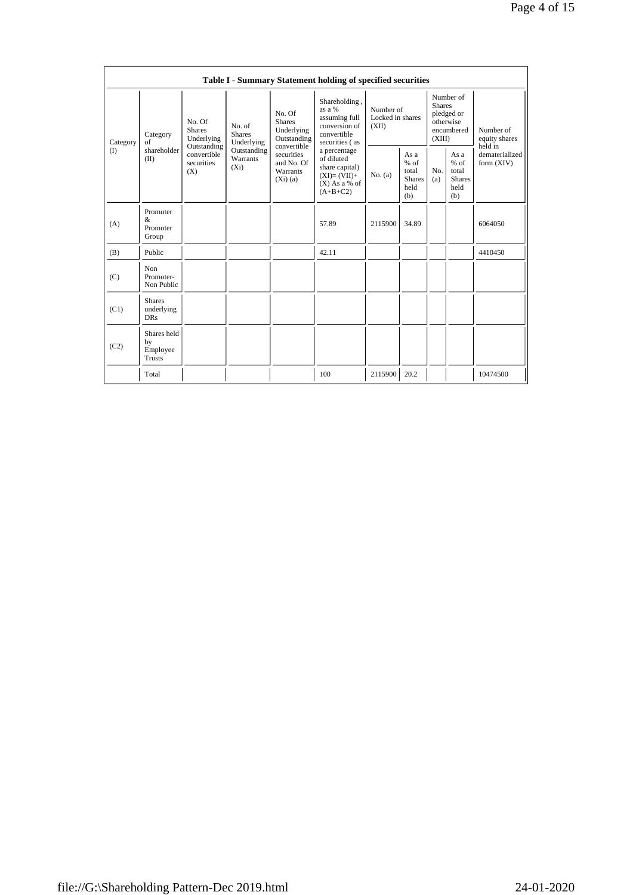| Table I - Summary Statement holding of specified securities | | | | | | | | | | | |
|---|---|---|---|---|---|---|---|---|---|---|---|
| Category (I) | Category of shareholder (II) | No. Of Shares Underlying Outstanding convertible securities (X) | No. of Shares Underlying Outstanding Warrants (Xi) | No. Of Shares Underlying Outstanding convertible securities and No. Of Warrants (Xi) (a) | Shareholding , as a % assuming full conversion of convertible securities ( as a percentage of diluted share capital) (XI)= (VII)+(X) As a % of (A+B+C2) | Number of Locked in shares (XII) | | Number of Shares pledged or otherwise encumbered (XIII) | | Number of equity shares held in dematerialized form (XIV) |
| | | | | | | No. (a) | As a % of total Shares held (b) | No. (a) | As a % of total Shares held (b) | |
| (A) | Promoter & Promoter Group | | | | 57.89 | 2115900 | 34.89 | | | 6064050 |
| (B) | Public | | | | 42.11 | | | | | 4410450 |
| (C) | Non Promoter- Non Public | | | | | | | | | |
| (C1) | Shares underlying DRs | | | | | | | | | |
| (C2) | Shares held by Employee Trusts | | | | | | | | | |
| | Total | | | | 100 | 2115900 | 20.2 | | | 10474500 |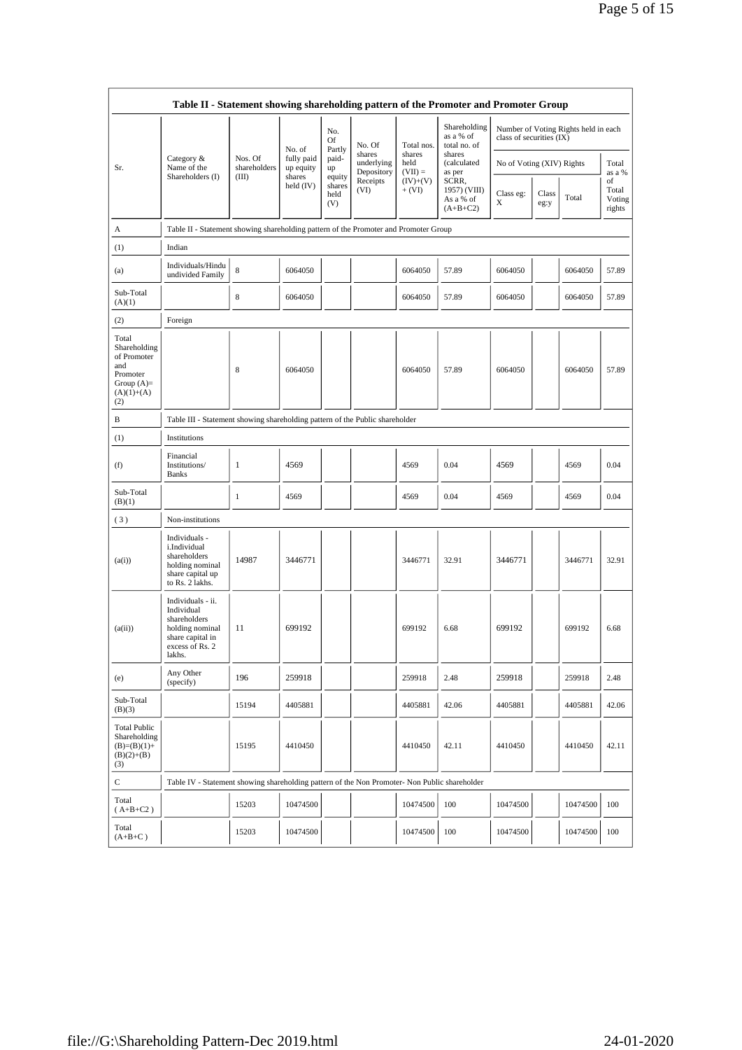| Table II - Statement showing shareholding pattern of the Promoter and Promoter Group | | | | | | | | | | | |
|---|---|---|---|---|---|---|---|---|---|---|---|
| Sr. | Category & Name of the Shareholders (I) | Nos. Of shareholders (III) | No. of fully paid up equity shares held (IV) | No. Of Partly paid-up equity shares held (V) | No. Of shares underlying Depository Receipts (VI) | Total nos. shares held (VII) = (IV)+(V)+ (VI) | Shareholding as a % of total no. of shares (calculated as per SCRR, 1957) (VIII) As a % of (A+B+C2) | Number of Voting Rights held in each class of securities (IX) | | | |
| | | | | | | | | No of Voting (XIV) Rights | | | Total as a % of Total Voting rights |
| | | | | | | | | Class eg: X | Class eg:y | Total | |
| A | Table II - Statement showing shareholding pattern of the Promoter and Promoter Group | | | | | | | | | | |
| (1) | Indian | | | | | | | | | | |
| (a) | Individuals/Hindu undivided Family | 8 | 6064050 | | | 6064050 | 57.89 | 6064050 | | 6064050 | 57.89 |
| Sub-Total (A)(1) | | 8 | 6064050 | | | 6064050 | 57.89 | 6064050 | | 6064050 | 57.89 |
| (2) | Foreign | | | | | | | | | | |
| Total Shareholding of Promoter and Promoter Group (A)= (A)(1)+(A)(2) | | 8 | 6064050 | | | 6064050 | 57.89 | 6064050 | | 6064050 | 57.89 |
| B | Table III - Statement showing shareholding pattern of the Public shareholder | | | | | | | | | | |
| (1) | Institutions | | | | | | | | | | |
| (f) | Financial Institutions/ Banks | 1 | 4569 | | | 4569 | 0.04 | 4569 | | 4569 | 0.04 |
| Sub-Total (B)(1) | | 1 | 4569 | | | 4569 | 0.04 | 4569 | | 4569 | 0.04 |
| (3) | Non-institutions | | | | | | | | | | |
| (a(i)) | Individuals - i.Individual shareholders holding nominal share capital up to Rs. 2 lakhs. | 14987 | 3446771 | | | 3446771 | 32.91 | 3446771 | | 3446771 | 32.91 |
| (a(ii)) | Individuals - ii. Individual shareholders holding nominal share capital in excess of Rs. 2 lakhs. | 11 | 699192 | | | 699192 | 6.68 | 699192 | | 699192 | 6.68 |
| (e) | Any Other (specify) | 196 | 259918 | | | 259918 | 2.48 | 259918 | | 259918 | 2.48 |
| Sub-Total (B)(3) | | 15194 | 4405881 | | | 4405881 | 42.06 | 4405881 | | 4405881 | 42.06 |
| Total Public Shareholding (B)=(B)(1)+(B)(2)+(B)(3) | | 15195 | 4410450 | | | 4410450 | 42.11 | 4410450 | | 4410450 | 42.11 |
| C | Table IV - Statement showing shareholding pattern of the Non Promoter- Non Public shareholder | | | | | | | | | | |
| Total ( A+B+C2 ) | | 15203 | 10474500 | | | 10474500 | 100 | 10474500 | | 10474500 | 100 |
| Total (A+B+C ) | | 15203 | 10474500 | | | 10474500 | 100 | 10474500 | | 10474500 | 100 |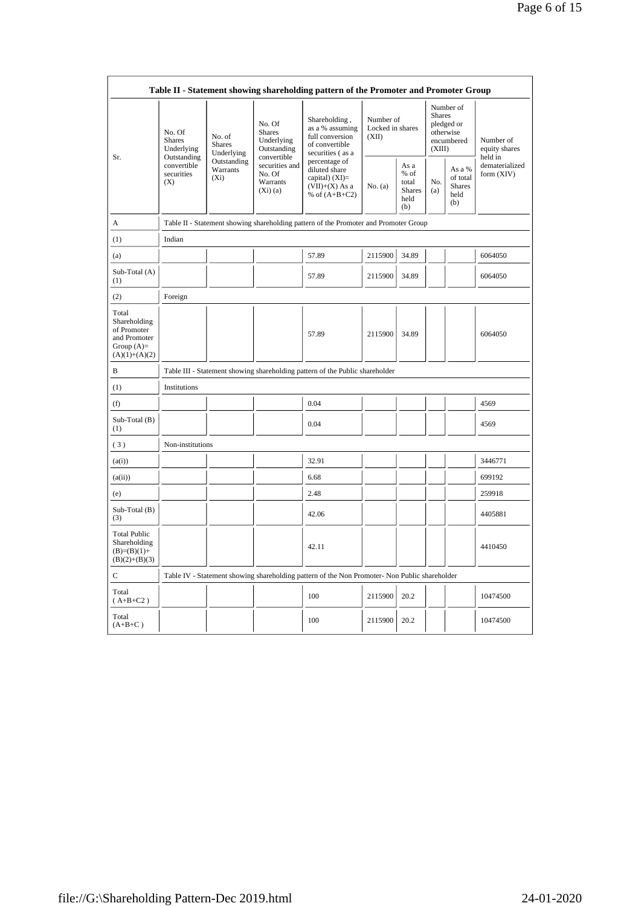| Table II - Statement showing shareholding pattern of the Promoter and Promoter Group | | | | | | | | | |
|---|---|---|---|---|---|---|---|---|---|
| Sr. | No. Of Shares Underlying Outstanding convertible securities (X) | No. of Shares Underlying Outstanding Warrants (Xi) | No. Of Shares Underlying Outstanding convertible securities and No. Of Warrants (Xi) (a) | Shareholding , as a % assuming full conversion of convertible securities ( as a percentage of diluted share capital) (XI)= (VII)+(X) As a % of (A+B+C2) | Number of Locked in shares (XII) | | Number of Shares pledged or otherwise encumbered (XIII) | | Number of equity shares held in dematerialized form (XIV) |
| | | | | | No. (a) | As a % of total Shares held (b) | No. (a) | As a % of total Shares held (b) | |
| A | Table II - Statement showing shareholding pattern of the Promoter and Promoter Group | | | | | | | | |
| (1) | Indian | | | | | | | | |
| (a) | | | | 57.89 | 2115900 | 34.89 | | | 6064050 |
| Sub-Total (A) (1) | | | | 57.89 | 2115900 | 34.89 | | | 6064050 |
| (2) | Foreign | | | | | | | | |
| Total Shareholding of Promoter and Promoter Group (A)= (A)(1)+(A)(2) | | | | 57.89 | 2115900 | 34.89 | | | 6064050 |
| B | Table III - Statement showing shareholding pattern of the Public shareholder | | | | | | | | |
| (1) | Institutions | | | | | | | | |
| (f) | | | | 0.04 | | | | | 4569 |
| Sub-Total (B) (1) | | | | 0.04 | | | | | 4569 |
| ( 3 ) | Non-institutions | | | | | | | | |
| (a(i)) | | | | 32.91 | | | | | 3446771 |
| (a(ii)) | | | | 6.68 | | | | | 699192 |
| (e) | | | | 2.48 | | | | | 259918 |
| Sub-Total (B) (3) | | | | 42.06 | | | | | 4405881 |
| Total Public Shareholding (B)=(B)(1)+ (B)(2)+(B)(3) | | | | 42.11 | | | | | 4410450 |
| C | Table IV - Statement showing shareholding pattern of the Non Promoter- Non Public shareholder | | | | | | | | |
| Total ( A+B+C2 ) | | | | 100 | 2115900 | 20.2 | | | 10474500 |
| Total (A+B+C ) | | | | 100 | 2115900 | 20.2 | | | 10474500 |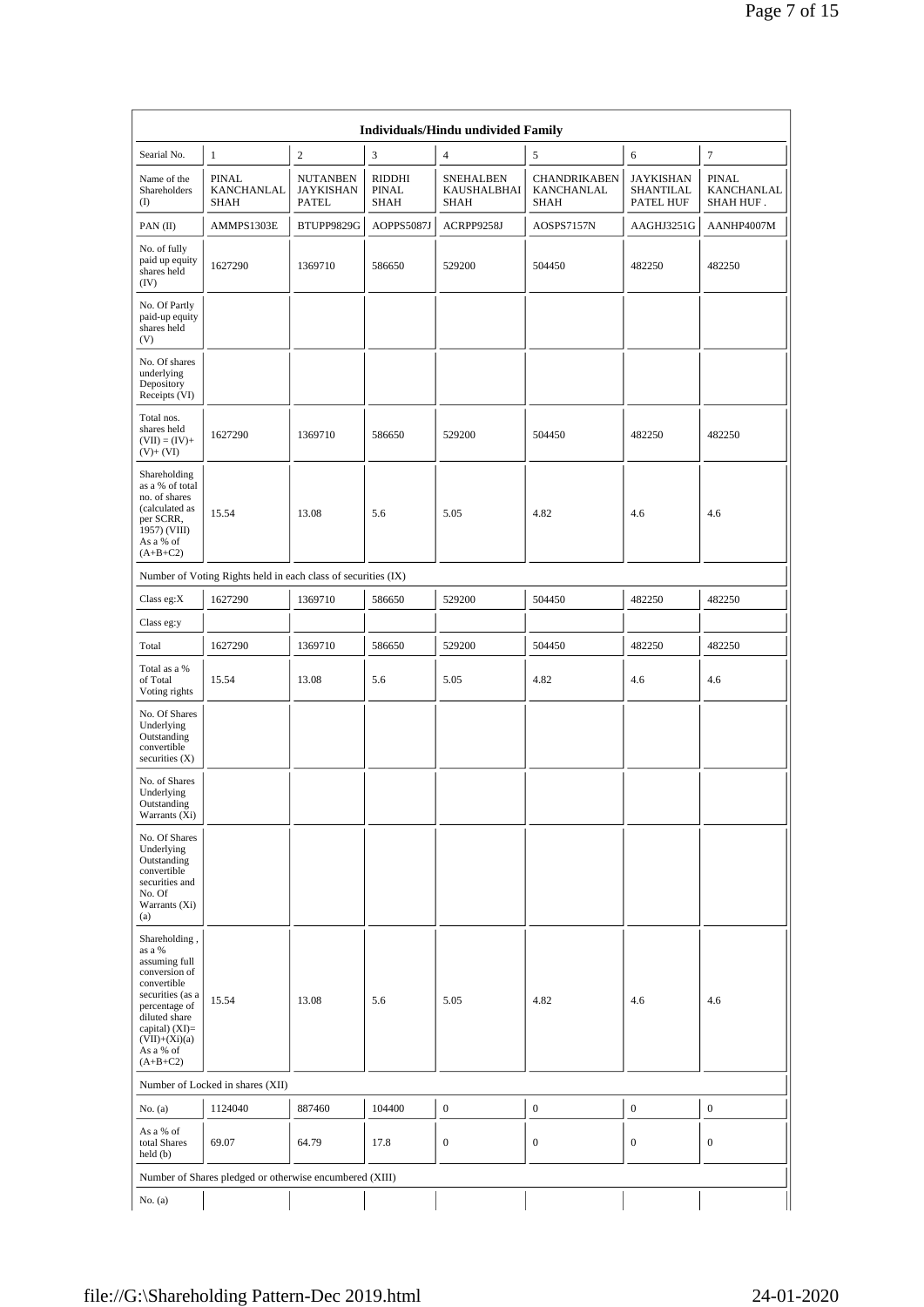| Individuals/Hindu undivided Family | | | | | | | |
|---|---|---|---|---|---|---|---|
| Searial No. | 1 | 2 | 3 | 4 | 5 | 6 | 7 |
| Name of the Shareholders (I) | PINAL KANCHANLAL SHAH | NUTANBEN JAYKISHAN PATEL | RIDDHI PINAL SHAH | SNEHALBEN KAUSHALBHAI SHAH | CHANDRIKABEN KANCHANLAL SHAH | JAYKISHAN SHANTILAL PATEL HUF | PINAL KANCHANLAL SHAH HUF . |
| PAN (II) | AMMPS1303E | BTUPP9829G | AOPPS5087J | ACRPP9258J | AOSPS7157N | AAGHJ3251G | AANHP4007M |
| No. of fully paid up equity shares held (IV) | 1627290 | 1369710 | 586650 | 529200 | 504450 | 482250 | 482250 |
| No. Of Partly paid-up equity shares held (V) | | | | | | | |
| No. Of shares underlying Depository Receipts (VI) | | | | | | | |
| Total nos. shares held (VII) = (IV)+(V)+ (VI) | 1627290 | 1369710 | 586650 | 529200 | 504450 | 482250 | 482250 |
| Shareholding as a % of total no. of shares (calculated as per SCRR, 1957) (VIII) As a % of (A+B+C2) | 15.54 | 13.08 | 5.6 | 5.05 | 4.82 | 4.6 | 4.6 |
| Number of Voting Rights held in each class of securities (IX) | | | | | | | |
| Class eg:X | 1627290 | 1369710 | 586650 | 529200 | 504450 | 482250 | 482250 |
| Class eg:y | | | | | | | |
| Total | 1627290 | 1369710 | 586650 | 529200 | 504450 | 482250 | 482250 |
| Total as a % of Total Voting rights | 15.54 | 13.08 | 5.6 | 5.05 | 4.82 | 4.6 | 4.6 |
| No. Of Shares Underlying Outstanding convertible securities (X) | | | | | | | |
| No. of Shares Underlying Outstanding Warrants (Xi) | | | | | | | |
| No. Of Shares Underlying Outstanding convertible securities and No. Of Warrants (Xi) (a) | | | | | | | |
| Shareholding , as a % assuming full conversion of convertible securities (as a percentage of diluted share capital) (XI)= (VII)+(Xi)(a) As a % of (A+B+C2) | 15.54 | 13.08 | 5.6 | 5.05 | 4.82 | 4.6 | 4.6 |
| Number of Locked in shares (XII) | | | | | | | |
| No. (a) | 1124040 | 887460 | 104400 | 0 | 0 | 0 | 0 |
| As a % of total Shares held (b) | 69.07 | 64.79 | 17.8 | 0 | 0 | 0 | 0 |
| Number of Shares pledged or otherwise encumbered (XIII) | | | | | | | |
| No. (a) | | | | | | | |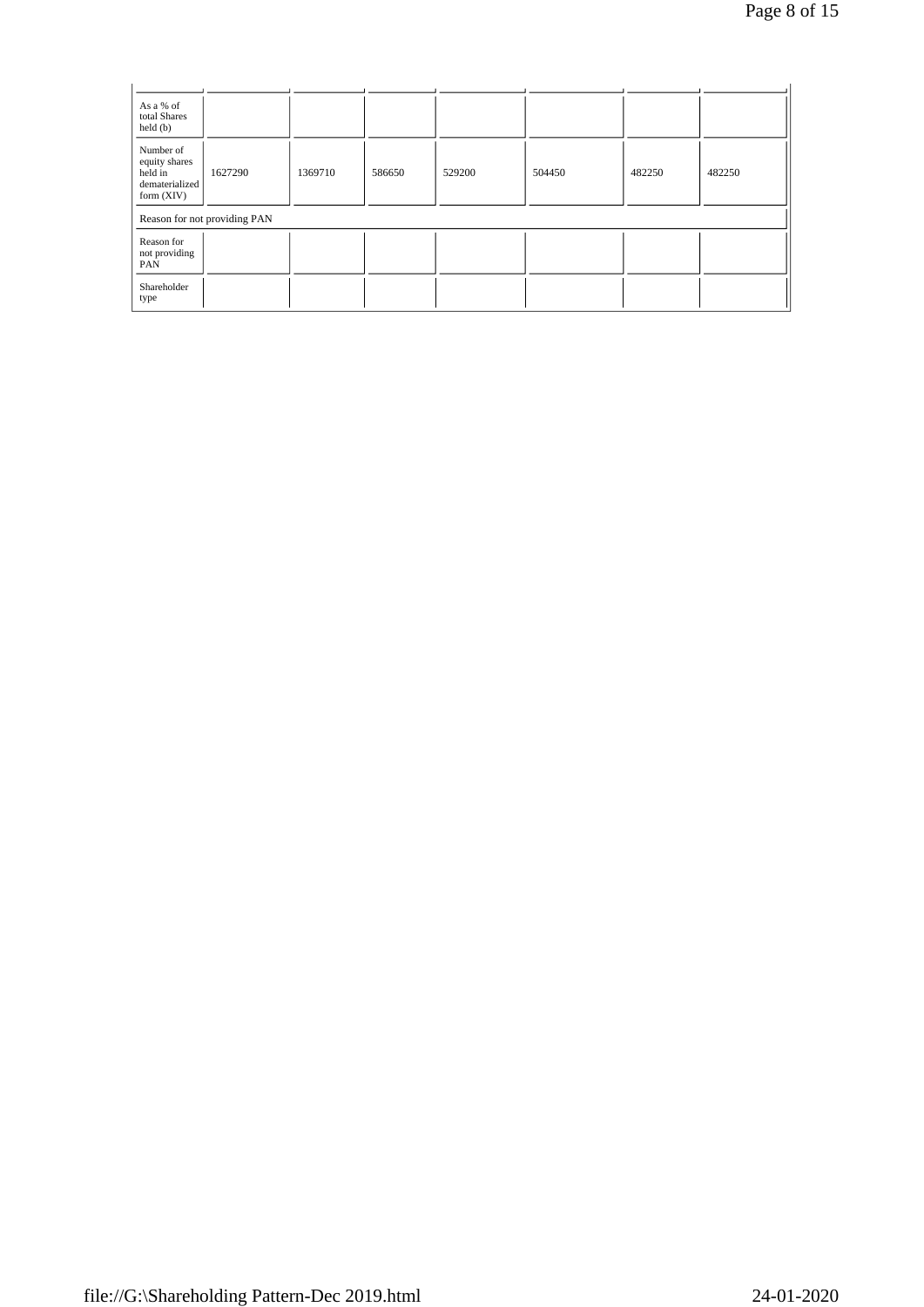| As a % of total Shares held (b) | | | | | | | |
|---|---|---|---|---|---|---|---|
| Number of equity shares held in dematerialized form (XIV) | 1627290 | 1369710 | 586650 | 529200 | 504450 | 482250 | 482250 |
| Reason for not providing PAN | | | | | | | |
| Reason for not providing PAN | | | | | | | |
| Shareholder type | | | | | | | |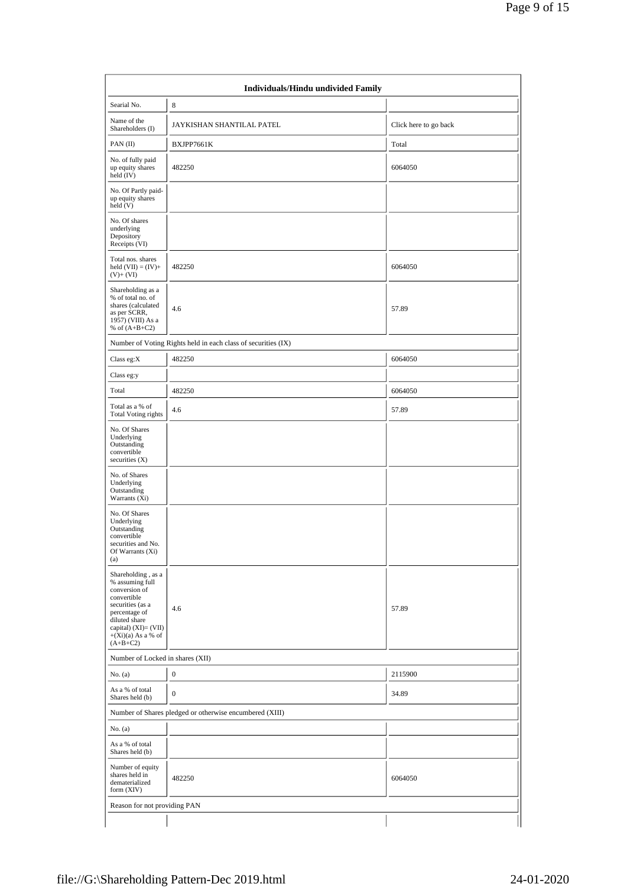| Individuals/Hindu undivided Family | | |
|---|---|---|
| Searial No. | 8 | |
| Name of the Shareholders (I) | JAYKISHAN SHANTILAL PATEL | Click here to go back |
| PAN (II) | BXJPP7661K | Total |
| No. of fully paid up equity shares held (IV) | 482250 | 6064050 |
| No. Of Partly paid-up equity shares held (V) | | |
| No. Of shares underlying Depository Receipts (VI) | | |
| Total nos. shares held (VII) = (IV)+ (V)+ (VI) | 482250 | 6064050 |
| Shareholding as a % of total no. of shares (calculated as per SCRR, 1957) (VIII) As a % of (A+B+C2) | 4.6 | 57.89 |
| Number of Voting Rights held in each class of securities (IX) | | |
| Class eg:X | 482250 | 6064050 |
| Class eg:y | | |
| Total | 482250 | 6064050 |
| Total as a % of Total Voting rights | 4.6 | 57.89 |
| No. Of Shares Underlying Outstanding convertible securities (X) | | |
| No. of Shares Underlying Outstanding Warrants (Xi) | | |
| No. Of Shares Underlying Outstanding convertible securities and No. Of Warrants (Xi) (a) | | |
| Shareholding , as a % assuming full conversion of convertible securities (as a percentage of diluted share capital) (XI)= (VII)+(Xi)(a) As a % of (A+B+C2) | 4.6 | 57.89 |
| Number of Locked in shares (XII) | | |
| No. (a) | 0 | 2115900 |
| As a % of total Shares held (b) | 0 | 34.89 |
| Number of Shares pledged or otherwise encumbered (XIII) | | |
| No. (a) | | |
| As a % of total Shares held (b) | | |
| Number of equity shares held in dematerialized form (XIV) | 482250 | 6064050 |
| Reason for not providing PAN | | |
| | | |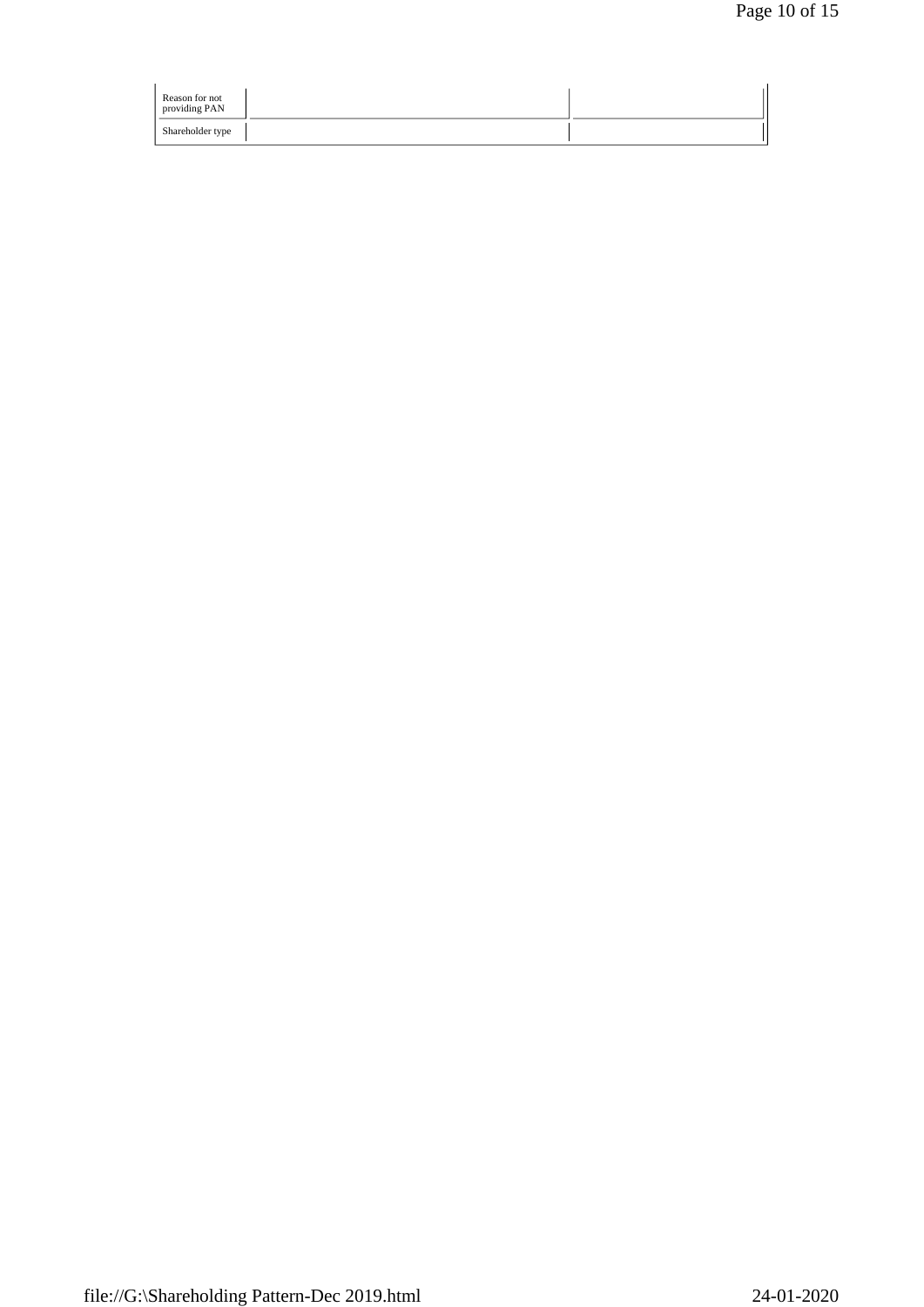| | | |
|---|---|---|
| Reason for not providing PAN | | |
| Shareholder type | | |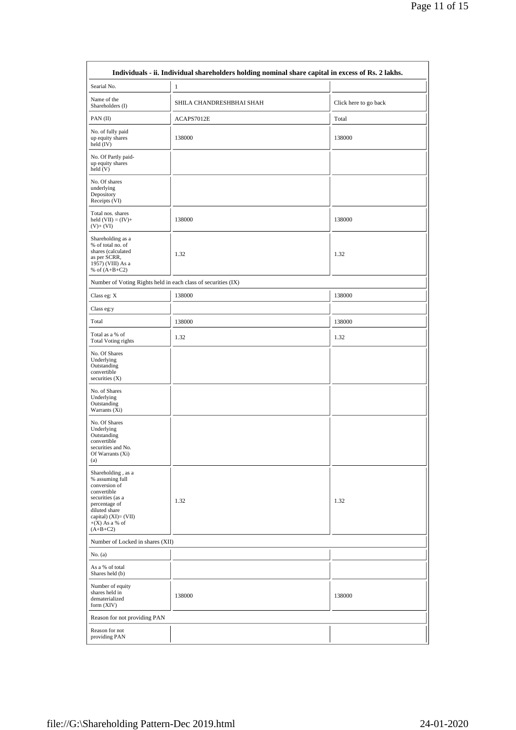| Individuals - ii. Individual shareholders holding nominal share capital in excess of Rs. 2 lakhs. | | |
|---|---|---|
| Searial No. | 1 | |
| Name of the Shareholders (I) | SHILA CHANDRESHBHAI SHAH | Click here to go back |
| PAN (II) | ACAPS7012E | Total |
| No. of fully paid up equity shares held (IV) | 138000 | 138000 |
| No. Of Partly paid-up equity shares held (V) | | |
| No. Of shares underlying Depository Receipts (VI) | | |
| Total nos. shares held (VII) = (IV)+ (V)+ (VI) | 138000 | 138000 |
| Shareholding as a % of total no. of shares (calculated as per SCRR, 1957) (VIII) As a % of (A+B+C2) | 1.32 | 1.32 |
| Number of Voting Rights held in each class of securities (IX) | | |
| Class eg: X | 138000 | 138000 |
| Class eg:y | | |
| Total | 138000 | 138000 |
| Total as a % of Total Voting rights | 1.32 | 1.32 |
| No. Of Shares Underlying Outstanding convertible securities (X) | | |
| No. of Shares Underlying Outstanding Warrants (Xi) | | |
| No. Of Shares Underlying Outstanding convertible securities and No. Of Warrants (Xi) (a) | | |
| Shareholding , as a % assuming full conversion of convertible securities (as a percentage of diluted share capital) (XI)= (VII) +(X) As a % of (A+B+C2) | 1.32 | 1.32 |
| Number of Locked in shares (XII) | | |
| No. (a) | | |
| As a % of total Shares held (b) | | |
| Number of equity shares held in dematerialized form (XIV) | 138000 | 138000 |
| Reason for not providing PAN | | |
| Reason for not providing PAN | | |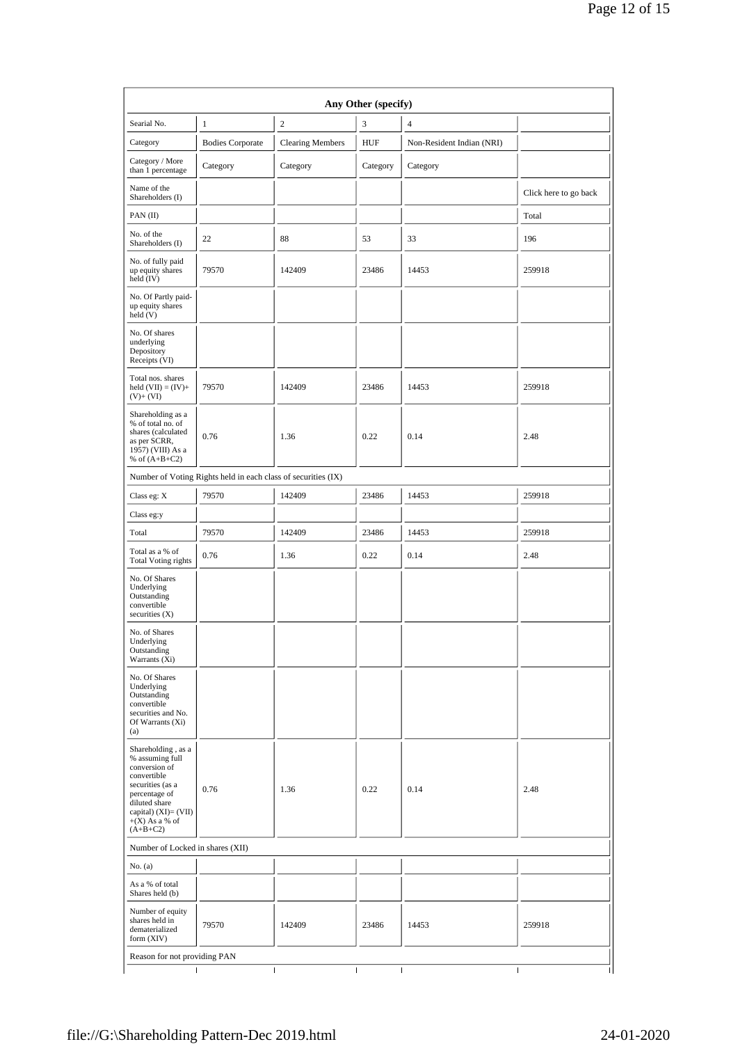| Any Other (specify) | | | | | |
|---|---|---|---|---|---|
| Searial No. | 1 | 2 | 3 | 4 | |
| Category | Bodies Corporate | Clearing Members | HUF | Non-Resident Indian (NRI) | |
| Category / More than 1 percentage | Category | Category | Category | Category | |
| Name of the Shareholders (I) | | | | | Click here to go back |
| PAN (II) | | | | | Total |
| No. of the Shareholders (I) | 22 | 88 | 53 | 33 | 196 |
| No. of fully paid up equity shares held (IV) | 79570 | 142409 | 23486 | 14453 | 259918 |
| No. Of Partly paid-up equity shares held (V) | | | | | |
| No. Of shares underlying Depository Receipts (VI) | | | | | |
| Total nos. shares held (VII) = (IV)+ (V)+ (VI) | 79570 | 142409 | 23486 | 14453 | 259918 |
| Shareholding as a % of total no. of shares (calculated as per SCRR, 1957) (VIII) As a % of (A+B+C2) | 0.76 | 1.36 | 0.22 | 0.14 | 2.48 |
| Number of Voting Rights held in each class of securities (IX) | | | | | |
| Class eg: X | 79570 | 142409 | 23486 | 14453 | 259918 |
| Class eg:y | | | | | |
| Total | 79570 | 142409 | 23486 | 14453 | 259918 |
| Total as a % of Total Voting rights | 0.76 | 1.36 | 0.22 | 0.14 | 2.48 |
| No. Of Shares Underlying Outstanding convertible securities (X) | | | | | |
| No. of Shares Underlying Outstanding Warrants (Xi) | | | | | |
| No. Of Shares Underlying Outstanding convertible securities and No. Of Warrants (Xi) (a) | | | | | |
| Shareholding , as a % assuming full conversion of convertible securities (as a percentage of diluted share capital) (XI)= (VII) +(X) As a % of (A+B+C2) | 0.76 | 1.36 | 0.22 | 0.14 | 2.48 |
| Number of Locked in shares (XII) | | | | | |
| No. (a) | | | | | |
| As a % of total Shares held (b) | | | | | |
| Number of equity shares held in dematerialized form (XIV) | 79570 | 142409 | 23486 | 14453 | 259918 |
| Reason for not providing PAN | | | | | |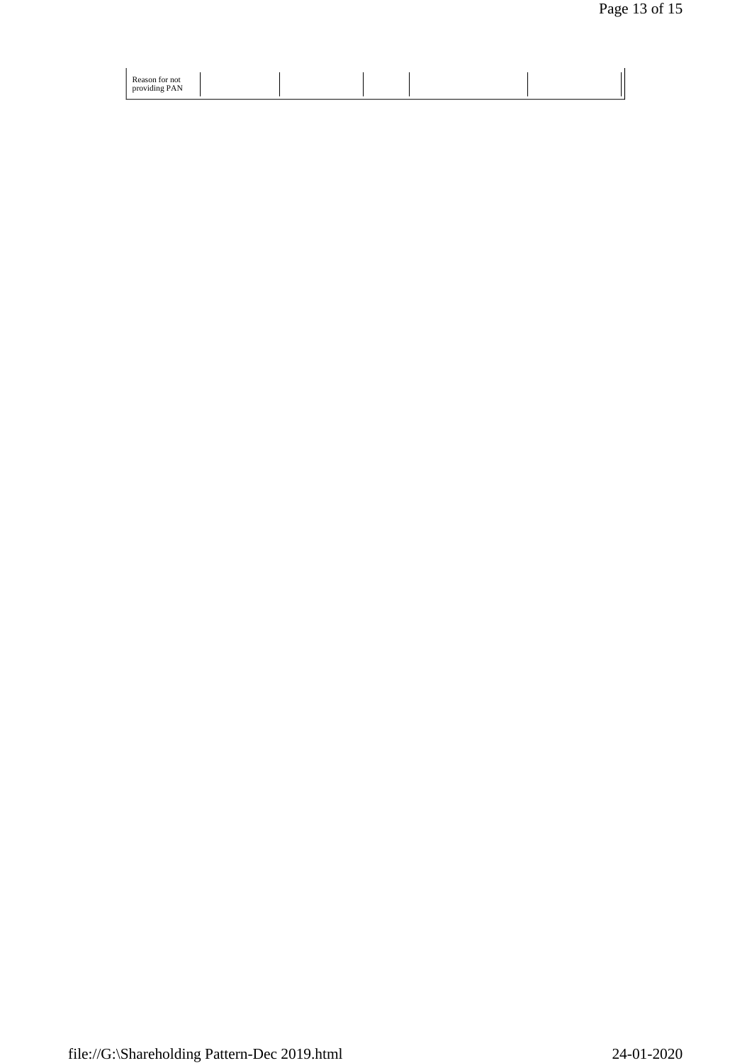| Reason for not providing PAN | | | | | | |
|---|---|---|---|---|---|---|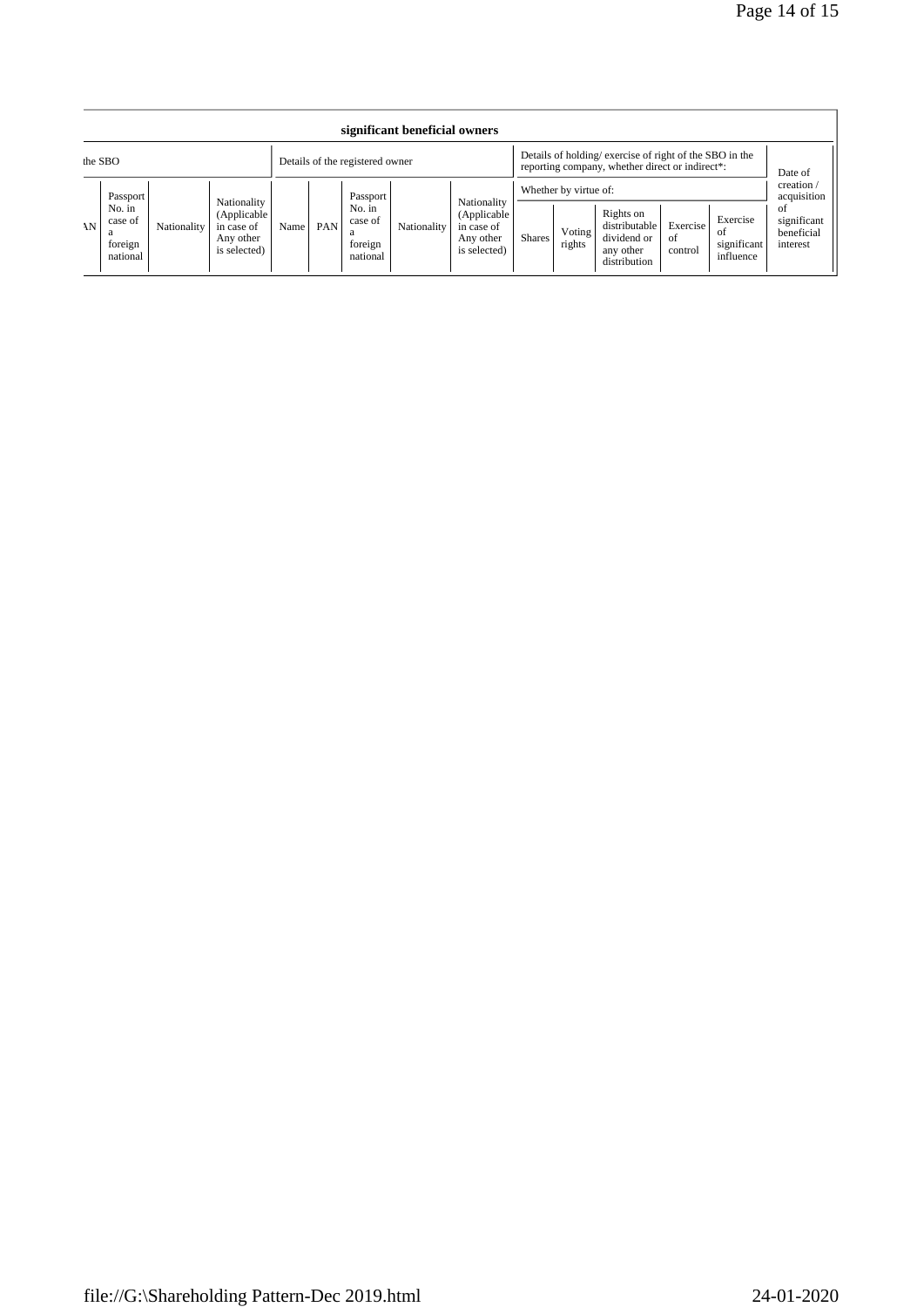| significant beneficial owners | | | | | | | | | | | | | | | |
|---|---|---|---|---|---|---|---|---|---|---|---|---|---|---|---|
| the SBO | | | | Details of the registered owner | | | | | Details of holding/ exercise of right of the SBO in the reporting company, whether direct or indirect*: | | | | | Date of creation / acquisition of significant beneficial interest |
| | | | | | | | | | Whether by virtue of: | | | | | |
| AN | Passport No. in case of a foreign national | Nationality | Nationality (Applicable in case of Any other is selected) | Name | PAN | Passport No. in case of a foreign national | Nationality | Nationality (Applicable in case of Any other is selected) | Shares | Voting rights | Rights on distributable dividend or any other distribution | Exercise of control | Exercise of significant influence | |